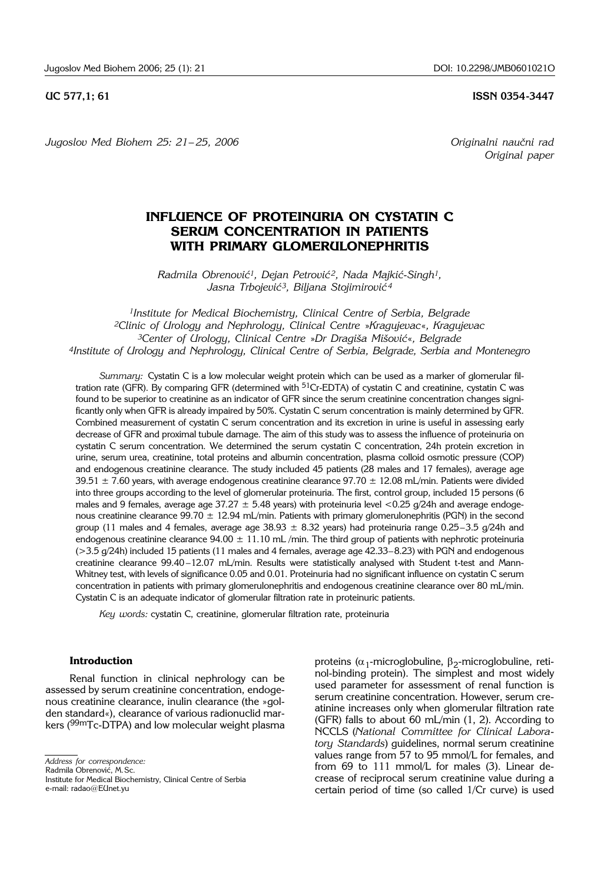UC 577,1; 61

ISSN 0354-3447

*Jugoslov Med Biohem 25: 21–25, 2006*

*Originalni naučni rad*
*Original paper*

# INFLUENCE OF PROTEINURIA ON CYSTATIN C SERUM CONCENTRATION IN PATIENTS WITH PRIMARY GLOMERULONEPHRITIS

*Radmila Obrenović[1], Dejan Petrović[2], Nada Majkić-Singh[1], Jasna Trbojević[3], Biljana Stojimirović[4]*

*[1]Institute for Medical Biochemistry, Clinical Centre of Serbia, Belgrade*
*[2]Clinic of Urology and Nephrology, Clinical Centre »Kragujevac«, Kragujevac*
*[3]Center of Urology, Clinical Centre »Dr Dragiša Mišović«, Belgrade*
*[4]Institute of Urology and Nephrology, Clinical Centre of Serbia, Belgrade, Serbia and Montenegro*

*Summary:* Cystatin C is a low molecular weight protein which can be used as a marker of glomerular filtration rate (GFR). By comparing GFR (determined with $^{51}$Cr-EDTA) of cystatin C and creatinine, cystatin C was found to be superior to creatinine as an indicator of GFR since the serum creatinine concentration changes significantly only when GFR is already impaired by 50%. Cystatin C serum concentration is mainly determined by GFR. Combined measurement of cystatin C serum concentration and its excretion in urine is useful in assessing early decrease of GFR and proximal tubule damage. The aim of this study was to assess the influence of proteinuria on cystatin C serum concentration. We determined the serum cystatin C concentration, 24h protein excretion in urine, serum urea, creatinine, total proteins and albumin concentration, plasma colloid osmotic pressure (COP) and endogenous creatinine clearance. The study included 45 patients (28 males and 17 females), average age 39.51 ± 7.60 years, with average endogenous creatinine clearance 97.70 ± 12.08 mL/min. Patients were divided into three groups according to the level of glomerular proteinuria. The first, control group, included 15 persons (6 males and 9 females, average age 37.27 ± 5.48 years) with proteinuria level <0.25 g/24h and average endogenous creatinine clearance 99.70 ± 12.94 mL/min. Patients with primary glomerulonephritis (PGN) in the second group (11 males and 4 females, average age 38.93 ± 8.32 years) had proteinuria range 0.25–3.5 g/24h and endogenous creatinine clearance 94.00 ± 11.10 mL /min. The third group of patients with nephrotic proteinuria (>3.5 g/24h) included 15 patients (11 males and 4 females, average age 42.33–8.23) with PGN and endogenous creatinine clearance 99.40–12.07 mL/min. Results were statistically analysed with Student t-test and Mann-Whitney test, with levels of significance 0.05 and 0.01. Proteinuria had no significant influence on cystatin C serum concentration in patients with primary glomerulonephritis and endogenous creatinine clearance over 80 mL/min. Cystatin C is an adequate indicator of glomerular filtration rate in proteinuric patients.

*Key words:* cystatin C, creatinine, glomerular filtration rate, proteinuria

## Introduction

Renal function in clinical nephrology can be assessed by serum creatinine concentration, endogenous creatinine clearance, inulin clearance (the »golden standard«), clearance of various radionuclid markers ($^{99m}$Tc-DTPA) and low molecular weight plasma proteins ($\alpha_1$-microglobuline, $\beta_2$-microglobuline, retinol-binding protein). The simplest and most widely used parameter for assessment of renal function is serum creatinine concentration. However, serum creatinine increases only when glomerular filtration rate (GFR) falls to about 60 mL/min (1, 2). According to NCCLS (*National Committee for Clinical Laboratory Standards*) guidelines, normal serum creatinine values range from 57 to 95 mmol/L for females, and from 69 to 111 mmol/L for males (3). Linear decrease of reciprocal serum creatinine value during a certain period of time (so called 1/Cr curve) is used

*Address for correspondence:*
Radmila Obrenović, M. Sc.
Institute for Medical Biochemistry, Clinical Centre of Serbia
e-mail: radao@EUnet.yu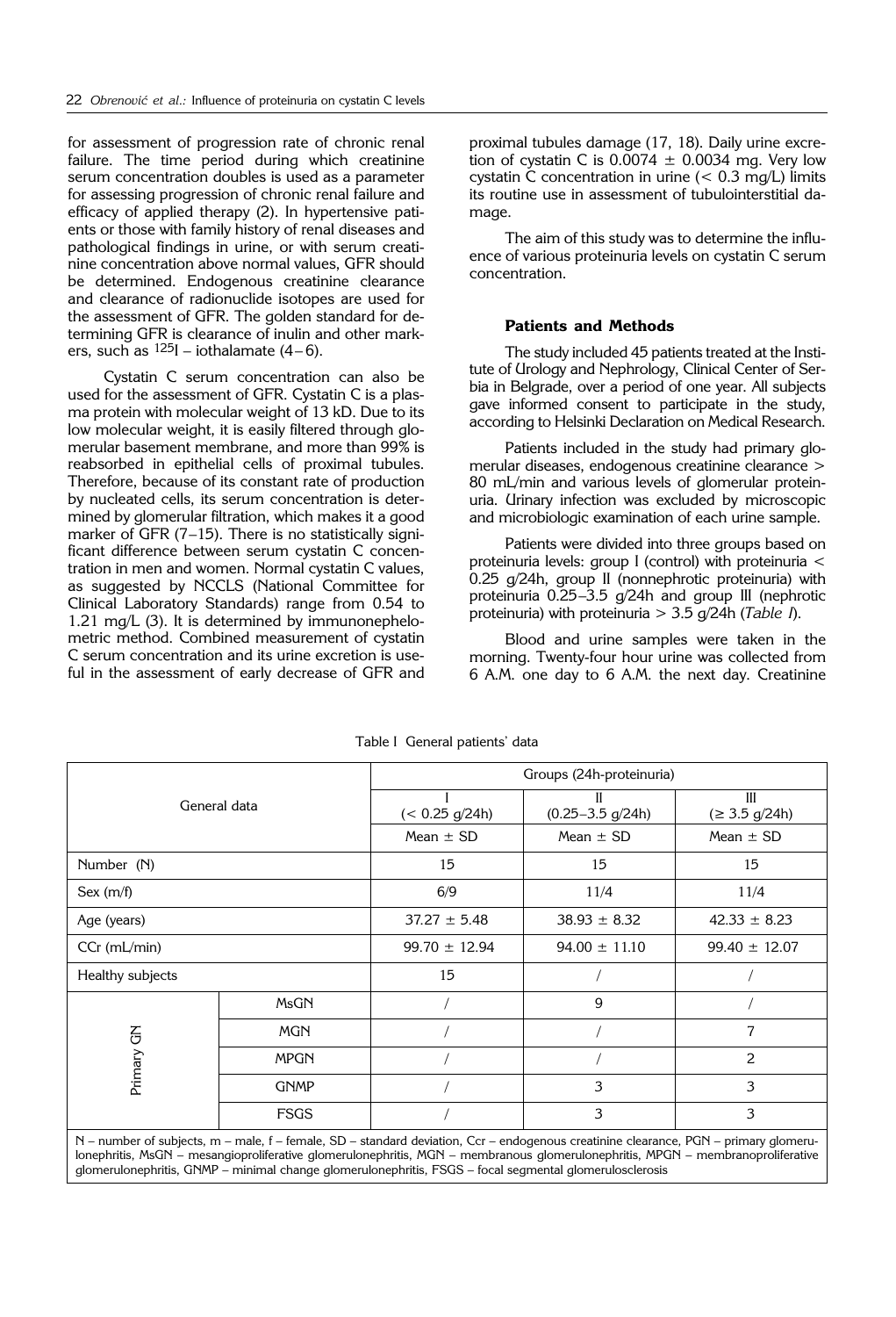for assessment of progression rate of chronic renal failure. The time period during which creatinine serum concentration doubles is used as a parameter for assessing progression of chronic renal failure and efficacy of applied therapy (2). In hypertensive patients or those with family history of renal diseases and pathological findings in urine, or with serum creatinine concentration above normal values, GFR should be determined. Endogenous creatinine clearance and clearance of radionuclide isotopes are used for the assessment of GFR. The golden standard for determining GFR is clearance of inulin and other markers, such as $^{125}$I – iothalamate (4–6).

Cystatin C serum concentration can also be used for the assessment of GFR. Cystatin C is a plasma protein with molecular weight of 13 kD. Due to its low molecular weight, it is easily filtered through glomerular basement membrane, and more than 99% is reabsorbed in epithelial cells of proximal tubules. Therefore, because of its constant rate of production by nucleated cells, its serum concentration is determined by glomerular filtration, which makes it a good marker of GFR (7–15). There is no statistically significant difference between serum cystatin C concentration in men and women. Normal cystatin C values, as suggested by NCCLS (National Committee for Clinical Laboratory Standards) range from 0.54 to 1.21 mg/L (3). It is determined by immunonephelometric method. Combined measurement of cystatin C serum concentration and its urine excretion is useful in the assessment of early decrease of GFR and proximal tubules damage (17, 18). Daily urine excretion of cystatin C is 0.0074 ± 0.0034 mg. Very low cystatin C concentration in urine (< 0.3 mg/L) limits its routine use in assessment of tubulointerstitial damage.

The aim of this study was to determine the influence of various proteinuria levels on cystatin C serum concentration.

### Patients and Methods

The study included 45 patients treated at the Institute of Urology and Nephrology, Clinical Center of Serbia in Belgrade, over a period of one year. All subjects gave informed consent to participate in the study, according to Helsinki Declaration on Medical Research.

Patients included in the study had primary glomerular diseases, endogenous creatinine clearance > 80 mL/min and various levels of glomerular proteinuria. Urinary infection was excluded by microscopic and microbiologic examination of each urine sample.

Patients were divided into three groups based on proteinuria levels: group I (control) with proteinuria < 0.25 g/24h, group II (nonnephrotic proteinuria) with proteinuria 0.25–3.5 g/24h and group III (nephrotic proteinuria) with proteinuria > 3.5 g/24h (*Table I*).

Blood and urine samples were taken in the morning. Twenty-four hour urine was collected from 6 A.M. one day to 6 A.M. the next day. Creatinine

Table I General patients' data

| General data | | Groups (24h-proteinuria) | | |
|---|---|---|---|---|
| | | I (< 0.25 g/24h) | II (0.25–3.5 g/24h) | III (≥ 3.5 g/24h) |
| | | Mean ± SD | Mean ± SD | Mean ± SD |
| Number (N) | | 15 | 15 | 15 |
| Sex (m/f) | | 6/9 | 11/4 | 11/4 |
| Age (years) | | 37.27 ± 5.48 | 38.93 ± 8.32 | 42.33 ± 8.23 |
| CCr (mL/min) | | 99.70 ± 12.94 | 94.00 ± 11.10 | 99.40 ± 12.07 |
| Healthy subjects | | 15 | / | / |
| Primary GN | MsGN | / | 9 | / |
| | MGN | / | / | 7 |
| | MPGN | / | / | 2 |
| | GNMP | / | 3 | 3 |
| | FSGS | / | 3 | 3 |

N – number of subjects, m – male, f – female, SD – standard deviation, Ccr – endogenous creatinine clearance, PGN – primary glomerulonephritis, MsGN – mesangioproliferative glomerulonephritis, MGN – membranous glomerulonephritis, MPGN – membranoproliferative glomerulonephritis, GNMP – minimal change glomerulonephritis, FSGS – focal segmental glomerulosclerosis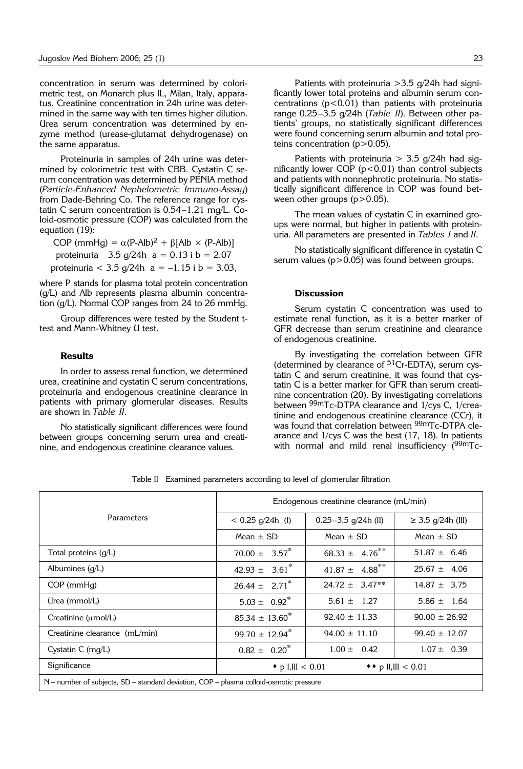concentration in serum was determined by colorimetric test, on Monarch plus IL, Milan, Italy, apparatus. Creatinine concentration in 24h urine was determined in the same way with ten times higher dilution. Urea serum concentration was determined by enzyme method (urease-glutamat dehydrogenase) on the same apparatus.

Proteinuria in samples of 24h urine was determined by colorimetric test with CBB. Cystatin C serum concentration was determined by PENIA method (*Particle-Enhanced Nephelometric Immuno-Assay*) from Dade-Behring Co. The reference range for cystatin C serum concentration is 0.54–1.21 mg/L. Colloid-osmotic pressure (COP) was calculated from the equation (19):

$$\text{COP (mmHg)} = \alpha(\text{P-Alb})^2 + \beta[\text{Alb} \times (\text{P-Alb})]$$

proteinuria 3.5 g/24h $a = 0.13$ i $b = 2.07$

proteinuria $< 3.5$ g/24h $a = -1.15$ i $b = 3.03$,

where P stands for plasma total protein concentration (g/L) and Alb represents plasma albumin concentration (g/L). Normal COP ranges from 24 to 26 mmHg.

Group differences were tested by the Student t-test and Mann-Whitney U test.

## Results

In order to assess renal function, we determined urea, creatinine and cystatin C serum concentrations, proteinuria and endogenous creatinine clearance in patients with primary glomerular diseases. Results are shown in *Table II*.

No statistically significant differences were found between groups concerning serum urea and creatinine, and endogenous creatinine clearance values.

Patients with proteinuria >3.5 g/24h had significantly lower total proteins and albumin serum concentrations ($p<0.01$) than patients with proteinuria range 0.25–3.5 g/24h (*Table II*). Between other patients' groups, no statistically significant differences were found concerning serum albumin and total proteins concentration ($p>0.05$).

Patients with proteinuria > 3.5 g/24h had significantly lower COP ($p<0.01$) than control subjects and patients with nonnephrotic proteinuria. No statistically significant difference in COP was found between other groups ($p>0.05$).

The mean values of cystatin C in examined groups were normal, but higher in patients with proteinuria. All parameters are presented in *Tables I* and *II*.

No statistically significant difference in cystatin C serum values ($p>0.05$) was found between groups.

## Discussion

Serum cystatin C concentration was used to estimate renal function, as it is a better marker of GFR decrease than serum creatinine and clearance of endogenous creatinine.

By investigating the correlation between GFR (determined by clearance of $^{51}$Cr-EDTA), serum cystatin C and serum creatinine, it was found that cystatin C is a better marker for GFR than serum creatinine concentration (20). By investigating correlations between $^{99m}$Tc-DTPA clearance and 1/cys C, 1/creatinine and endogenous creatinine clearance (CCr), it was found that correlation between $^{99m}$Tc-DTPA clearance and 1/cys C was the best (17, 18). In patients with normal and mild renal insufficiency ($^{99m}$Tc-

Table II Examined parameters according to level of glomerular filtration

| Parameters | Endogenous creatinine clearance (mL/min) | | |
|---|---|---|---|
| | < 0.25 g/24h (I) | 0.25–3.5 g/24h (II) | ≥ 3.5 g/24h (III) |
| | Mean ± SD | Mean ± SD | Mean ± SD |
| Total proteins (g/L) | 70.00 ± 3.57* | 68.33 ± 4.76** | 51.87 ± 6.46 |
| Albumines (g/L) | 42.93 ± 3.61* | 41.87 ± 4.88** | 25.67 ± 4.06 |
| COP (mmHg) | 26.44 ± 2.71* | 24.72 ± 3.47** | 14.87 ± 3.75 |
| Urea (mmol/L) | 5.03 ± 0.92* | 5.61 ± 1.27 | 5.86 ± 1.64 |
| Creatinine (μmol/L) | 85.34 ± 13.60* | 92.40 ± 11.33 | 90.00 ± 26.92 |
| Creatinine clearance (mL/min) | 99.70 ± 12.94* | 94.00 ± 11.10 | 99.40 ± 12.07 |
| Cystatin C (mg/L) | 0.82 ± 0.20* | 1.00 ± 0.42 | 1.07 ± 0.39 |
| Significance | ♦ p I,III < 0.01 | ♦♦ p II,III < 0.01 | |

N – number of subjects, SD – standard deviation, COP – plasma colloid-osmotic pressure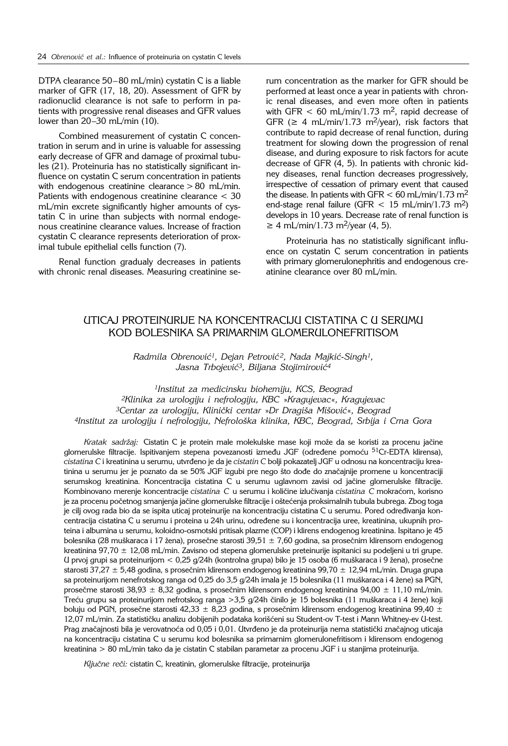DTPA clearance 50–80 mL/min) cystatin C is a liable marker of GFR (17, 18, 20). Assessment of GFR by radionuclid clearance is not safe to perform in patients with progressive renal diseases and GFR values lower than 20–30 mL/min (10).

Combined measurement of cystatin C concentration in serum and in urine is valuable for assessing early decrease of GFR and damage of proximal tubules (21). Proteinuria has no statistically significant influence on cystatin C serum concentration in patients with endogenous creatinine clearance > 80 mL/min. Patients with endogenous creatinine clearance < 30 mL/min excrete significantly higher amounts of cystatin C in urine than subjects with normal endogenous creatinine clearance values. Increase of fraction cystatin C clearance represents deterioration of proximal tubule epithelial cells function (7).

Renal function gradualy decreases in patients with chronic renal diseases. Measuring creatinine serum concentration as the marker for GFR should be performed at least once a year in patients with chronic renal diseases, and even more often in patients with GFR < 60 mL/min/1.73 $m^2$, rapid decrease of GFR (≥ 4 mL/min/1.73 $m^2$/year), risk factors that contribute to rapid decrease of renal function, during treatment for slowing down the progression of renal disease, and during exposure to risk factors for acute decrease of GFR (4, 5). In patients with chronic kidney diseases, renal function decreases progressively, irrespective of cessation of primary event that caused the disease. In patients with GFR < 60 mL/min/1.73 $m^2$ end-stage renal failure (GFR < 15 mL/min/1.73 $m^2$) develops in 10 years. Decrease rate of renal function is ≥ 4 mL/min/1.73 $m^2$/year (4, 5).

Proteinuria has no statistically significant influence on cystatin C serum concentration in patients with primary glomerulonephritis and endogenous creatinine clearance over 80 mL/min.

## UTICAJ PROTEINURIJE NA KONCENTRACIJU CISTATINA C U SERUMU KOD BOLESNIKA SA PRIMARNIM GLOMERULONEFRITISOM

*Radmila Obrenović[1], Dejan Petrović[2], Nada Majkić-Singh[1], Jasna Trbojević[3], Biljana Stojimirović[4]*

*[1]Institut za medicinsku biohemiju, KCS, Beograd*
*[2]Klinika za urologiju i nefrologiju, KBC »Kragujevac«, Kragujevac*
*[3]Centar za urologiju, Klinički centar »Dr Dragiša Mišović«, Beograd*
*[4]Institut za urologiju i nefrologiju, Nefrološka klinika, KBC, Beograd, Srbija i Crna Gora*

*Kratak sadržaj:* Cistatin C je protein male molekulske mase koji može da se koristi za procenu jačine glomerulske filtracije. Ispitivanjem stepena povezanosti između JGF (određene pomoću $^{51}Cr$-EDTA klirensa), *cistatina C* i kreatinina u serumu, utvrđeno je da je *cistatin C* bolji pokazatelj JGF u odnosu na koncentraciju kreatinina u serumu jer je poznato da se 50% JGF izgubi pre nego što dođe do značajnije promene u koncentraciji serumskog kreatinina. Koncentracija cistatina C u serumu uglavnom zavisi od jačine glomerulske filtracije. Kombinovano merenje koncentracije *cistatina C* u serumu i količine izlučivanja *cistatina C* mokraćom, korisno je za procenu početnog smanjenja jačine glomerulske filtracije i oštećenja proksimalnih tubula bubrega. Zbog toga je cilj ovog rada bio da se ispita uticaj proteinurije na koncentraciju cistatina C u serumu. Pored određivanja koncentracija cistatina C u serumu i proteina u 24h urinu, određene su i koncentracija uree, kreatinina, ukupnih proteina i albumina u serumu, koloidno-osmotski pritisak plazme (COP) i klirens endogenog kreatinina. Ispitano je 45 bolesnika (28 muškaraca i 17 žena), prosečne starosti 39,51 ± 7,60 godina, sa prosečnim klirensom endogenog kreatinina 97,70 ± 12,08 mL/min. Zavisno od stepena glomerulske preteinurije ispitanici su podeljeni u tri grupe. U prvoj grupi sa proteinurijom < 0,25 g/24h (kontrolna grupa) bilo je 15 osoba (6 muškaraca i 9 žena), prosečne starosti 37,27 ± 5,48 godina, s prosečnim klirensom endogenog kreatinina 99,70 ± 12,94 mL/min. Druga grupa sa proteinurijom nenefrotskog ranga od 0,25 do 3,5 g/24h imala je 15 bolesnika (11 muškaraca i 4 žene) sa PGN, prosečne starosti 38,93 ± 8,32 godina, s prosečnim klirensom endogenog kreatinina 94,00 ± 11,10 mL/min. Treću grupu sa proteinurijom nefrotskog ranga >3,5 g/24h činilo je 15 bolesnika (11 muškaraca i 4 žene) koji boluju od PGN, prosečne starosti 42,33 ± 8,23 godina, s prosečnim klirensom endogenog kreatinina 99,40 ± 12,07 mL/min. Za statističku analizu dobijenih podataka korišćeni su Student-ov T-test i Mann Whitney-ev U-test. Prag značajnosti bila je verovatnoća od 0,05 i 0,01. Utvrđeno je da proteinurija nema statistički značajnog uticaja na koncentraciju cistatina C u serumu kod bolesnika sa primarnim glomerulonefritisom i klirensom endogenog kreatinina > 80 mL/min tako da je cistatin C stabilan parametar za procenu JGF i u stanjima proteinurija.

*Ključne reči:* cistatin C, kreatinin, glomerulske filtracije, proteinurija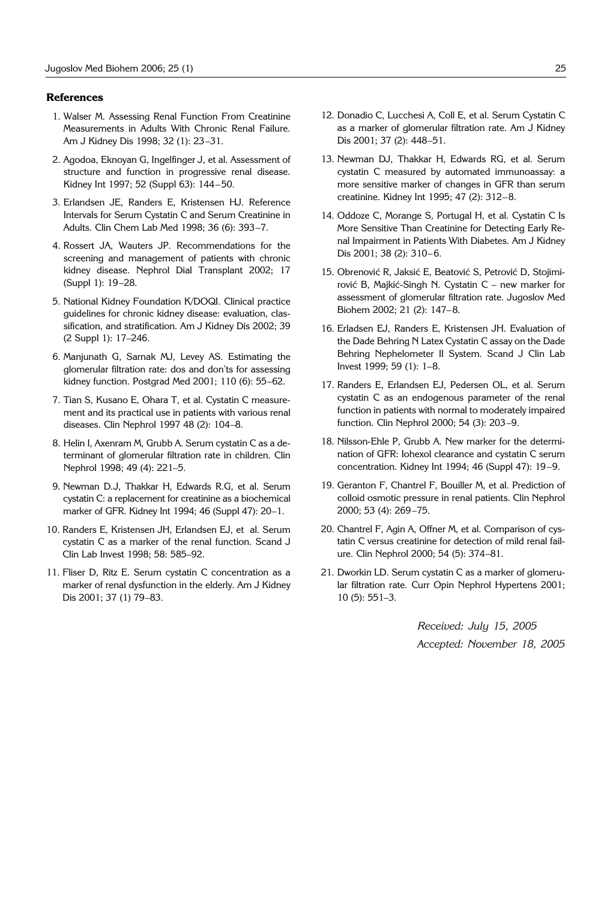### References

1. Walser M. Assessing Renal Function From Creatinine Measurements in Adults With Chronic Renal Failure. Am J Kidney Dis 1998; 32 (1): 23–31.
2. Agodoa, Eknoyan G, Ingelfinger J, et al. Assessment of structure and function in progressive renal disease. Kidney Int 1997; 52 (Suppl 63): 144–50.
3. Erlandsen JE, Randers E, Kristensen HJ. Reference Intervals for Serum Cystatin C and Serum Creatinine in Adults. Clin Chem Lab Med 1998; 36 (6): 393–7.
4. Rossert JA, Wauters JP. Recommendations for the screening and management of patients with chronic kidney disease. Nephrol Dial Transplant 2002; 17 (Suppl 1): 19–28.
5. National Kidney Foundation K/DOQI. Clinical practice guidelines for chronic kidney disease: evaluation, classification, and stratification. Am J Kidney Dis 2002; 39 (2 Suppl 1): 17–246.
6. Manjunath G, Sarnak MJ, Levey AS. Estimating the glomerular filtration rate: dos and don'ts for assessing kidney function. Postgrad Med 2001; 110 (6): 55–62.
7. Tian S, Kusano E, Ohara T, et al. Cystatin C measurement and its practical use in patients with various renal diseases. Clin Nephrol 1997 48 (2): 104–8.
8. Helin I, Axenram M, Grubb A. Serum cystatin C as a determinant of glomerular filtration rate in children. Clin Nephrol 1998; 49 (4): 221–5.
9. Newman D.J, Thakkar H, Edwards R.G, et al. Serum cystatin C: a replacement for creatinine as a biochemical marker of GFR. Kidney Int 1994; 46 (Suppl 47): 20–1.
10. Randers E, Kristensen JH, Erlandsen EJ, et al. Serum cystatin C as a marker of the renal function. Scand J Clin Lab Invest 1998; 58: 585–92.
11. Fliser D, Ritz E. Serum cystatin C concentration as a marker of renal dysfunction in the elderly. Am J Kidney Dis 2001; 37 (1) 79–83.
12. Donadio C, Lucchesi A, Coll E, et al. Serum Cystatin C as a marker of glomerular filtration rate. Am J Kidney Dis 2001; 37 (2): 448–51.
13. Newman DJ, Thakkar H, Edwards RG, et al. Serum cystatin C measured by automated immunoassay: a more sensitive marker of changes in GFR than serum creatinine. Kidney Int 1995; 47 (2): 312–8.
14. Oddoze C, Morange S, Portugal H, et al. Cystatin C Is More Sensitive Than Creatinine for Detecting Early Renal Impairment in Patients With Diabetes. Am J Kidney Dis 2001; 38 (2): 310–6.
15. Obrenović R, Jaksić E, Beatović S, Petrović D, Stojimirović B, Majkić-Singh N. Cystatin C – new marker for assessment of glomerular filtration rate. Jugoslov Med Biohem 2002; 21 (2): 147–8.
16. Erladsen EJ, Randers E, Kristensen JH. Evaluation of the Dade Behring N Latex Cystatin C assay on the Dade Behring Nephelometer II System. Scand J Clin Lab Invest 1999; 59 (1): 1–8.
17. Randers E, Erlandsen EJ, Pedersen OL, et al. Serum cystatin C as an endogenous parameter of the renal function in patients with normal to moderately impaired function. Clin Nephrol 2000; 54 (3): 203–9.
18. Nilsson-Ehle P, Grubb A. New marker for the determination of GFR: Iohexol clearance and cystatin C serum concentration. Kidney Int 1994; 46 (Suppl 47): 19–9.
19. Geranton F, Chantrel F, Bouiller M, et al. Prediction of colloid osmotic pressure in renal patients. Clin Nephrol 2000; 53 (4): 269–75.
20. Chantrel F, Agin A, Offner M, et al. Comparison of cystatin C versus creatinine for detection of mild renal failure. Clin Nephrol 2000; 54 (5): 374–81.
21. Dworkin LD. Serum cystatin C as a marker of glomerular filtration rate. Curr Opin Nephrol Hypertens 2001; 10 (5): 551–3.

*Received: July 15, 2005*
*Accepted: November 18, 2005*